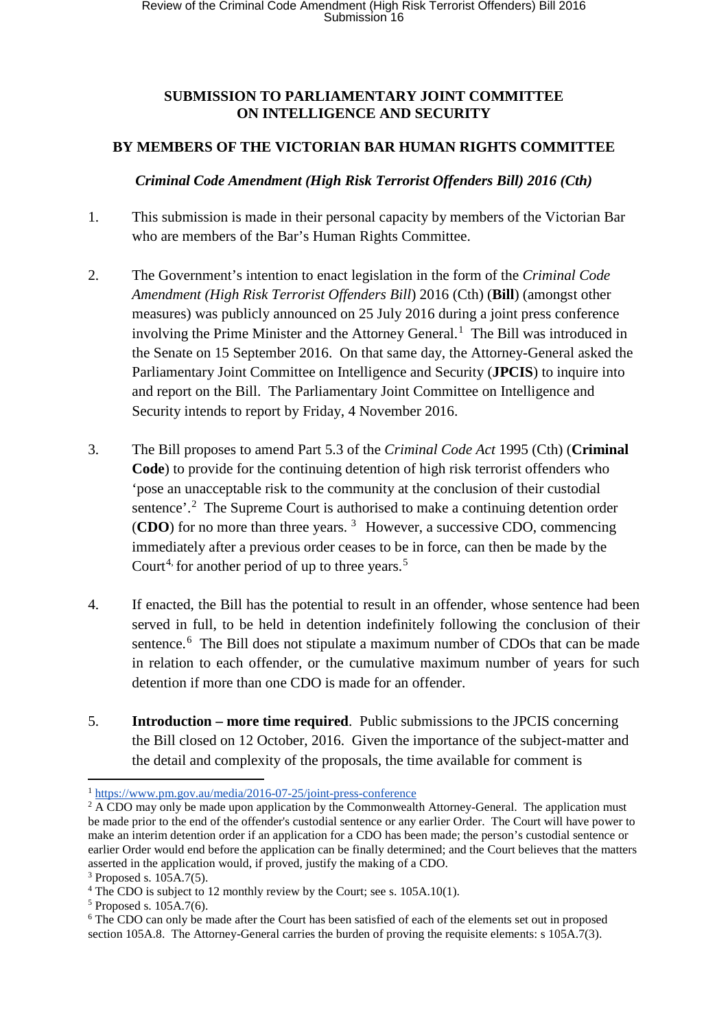**SUBMISSION TO PARLIAMENTARY JOINT COMMITTEE ON INTELLIGENCE AND SECURITY**

**BY MEMBERS OF THE VICTORIAN BAR HUMAN RIGHTS COMMITTEE**

***Criminal Code Amendment (High Risk Terrorist Offenders Bill) 2016 (Cth)***

1. This submission is made in their personal capacity by members of the Victorian Bar who are members of the Bar's Human Rights Committee.

2. The Government's intention to enact legislation in the form of the *Criminal Code Amendment (High Risk Terrorist Offenders Bill*) 2016 (Cth) (**Bill**) (amongst other measures) was publicly announced on 25 July 2016 during a joint press conference involving the Prime Minister and the Attorney General.[1] The Bill was introduced in the Senate on 15 September 2016. On that same day, the Attorney-General asked the Parliamentary Joint Committee on Intelligence and Security (**JPCIS**) to inquire into and report on the Bill. The Parliamentary Joint Committee on Intelligence and Security intends to report by Friday, 4 November 2016.

3. The Bill proposes to amend Part 5.3 of the *Criminal Code Act* 1995 (Cth) (**Criminal Code**) to provide for the continuing detention of high risk terrorist offenders who 'pose an unacceptable risk to the community at the conclusion of their custodial sentence'.[2] The Supreme Court is authorised to make a continuing detention order (**CDO**) for no more than three years.[3] However, a successive CDO, commencing immediately after a previous order ceases to be in force, can then be made by the Court[4], for another period of up to three years.[5]

4. If enacted, the Bill has the potential to result in an offender, whose sentence had been served in full, to be held in detention indefinitely following the conclusion of their sentence.[6] The Bill does not stipulate a maximum number of CDOs that can be made in relation to each offender, or the cumulative maximum number of years for such detention if more than one CDO is made for an offender.

5. **Introduction – more time required**. Public submissions to the JPCIS concerning the Bill closed on 12 October, 2016. Given the importance of the subject-matter and the detail and complexity of the proposals, the time available for comment is

---

[1] https://www.pm.gov.au/media/2016-07-25/joint-press-conference

[2] A CDO may only be made upon application by the Commonwealth Attorney-General. The application must be made prior to the end of the offender's custodial sentence or any earlier Order. The Court will have power to make an interim detention order if an application for a CDO has been made; the person's custodial sentence or earlier Order would end before the application can be finally determined; and the Court believes that the matters asserted in the application would, if proved, justify the making of a CDO.

[3] Proposed s. 105A.7(5).

[4] The CDO is subject to 12 monthly review by the Court; see s. 105A.10(1).

[5] Proposed s. 105A.7(6).

[6] The CDO can only be made after the Court has been satisfied of each of the elements set out in proposed section 105A.8. The Attorney-General carries the burden of proving the requisite elements: s 105A.7(3).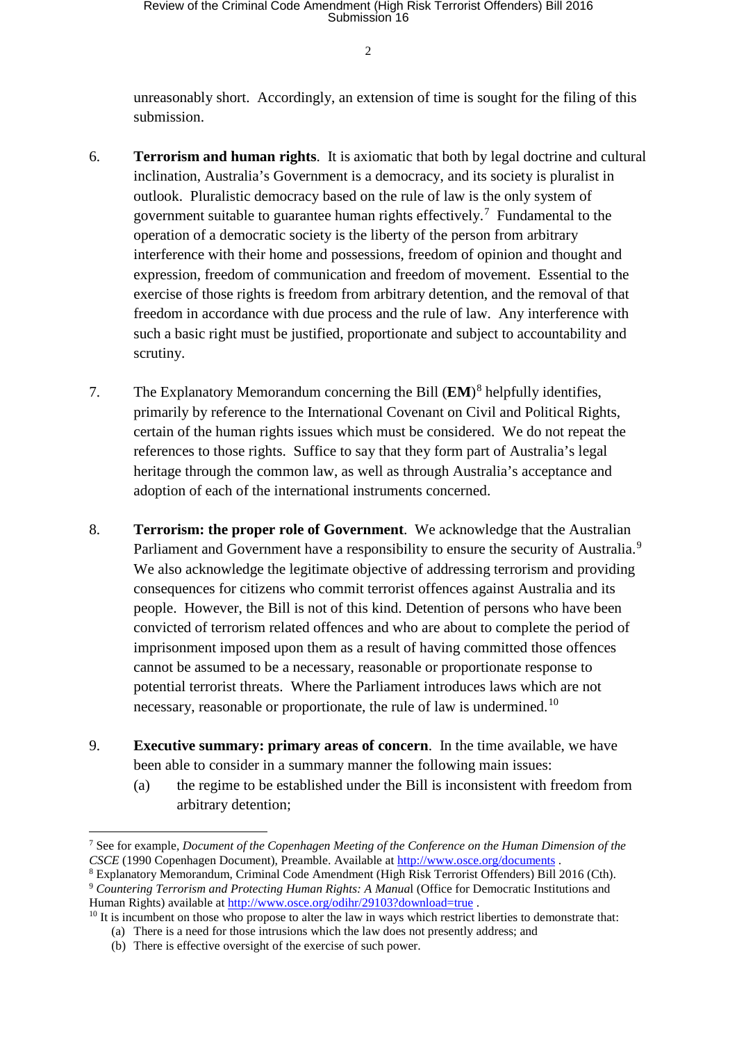unreasonably short. Accordingly, an extension of time is sought for the filing of this submission.

6. **Terrorism and human rights**. It is axiomatic that both by legal doctrine and cultural inclination, Australia's Government is a democracy, and its society is pluralist in outlook. Pluralistic democracy based on the rule of law is the only system of government suitable to guarantee human rights effectively.[7] Fundamental to the operation of a democratic society is the liberty of the person from arbitrary interference with their home and possessions, freedom of opinion and thought and expression, freedom of communication and freedom of movement. Essential to the exercise of those rights is freedom from arbitrary detention, and the removal of that freedom in accordance with due process and the rule of law. Any interference with such a basic right must be justified, proportionate and subject to accountability and scrutiny.

7. The Explanatory Memorandum concerning the Bill (**EM**)[8] helpfully identifies, primarily by reference to the International Covenant on Civil and Political Rights, certain of the human rights issues which must be considered. We do not repeat the references to those rights. Suffice to say that they form part of Australia's legal heritage through the common law, as well as through Australia's acceptance and adoption of each of the international instruments concerned.

8. **Terrorism: the proper role of Government**. We acknowledge that the Australian Parliament and Government have a responsibility to ensure the security of Australia.[9] We also acknowledge the legitimate objective of addressing terrorism and providing consequences for citizens who commit terrorist offences against Australia and its people. However, the Bill is not of this kind. Detention of persons who have been convicted of terrorism related offences and who are about to complete the period of imprisonment imposed upon them as a result of having committed those offences cannot be assumed to be a necessary, reasonable or proportionate response to potential terrorist threats. Where the Parliament introduces laws which are not necessary, reasonable or proportionate, the rule of law is undermined.[10]

9. **Executive summary: primary areas of concern**. In the time available, we have been able to consider in a summary manner the following main issues:
   (a) the regime to be established under the Bill is inconsistent with freedom from arbitrary detention;

---

[7] See for example, *Document of the Copenhagen Meeting of the Conference on the Human Dimension of the CSCE* (1990 Copenhagen Document), Preamble. Available at http://www.osce.org/documents .

[8] Explanatory Memorandum, Criminal Code Amendment (High Risk Terrorist Offenders) Bill 2016 (Cth).

[9] *Countering Terrorism and Protecting Human Rights: A Manual* (Office for Democratic Institutions and Human Rights) available at http://www.osce.org/odihr/29103?download=true .

[10] It is incumbent on those who propose to alter the law in ways which restrict liberties to demonstrate that:
(a) There is a need for those intrusions which the law does not presently address; and
(b) There is effective oversight of the exercise of such power.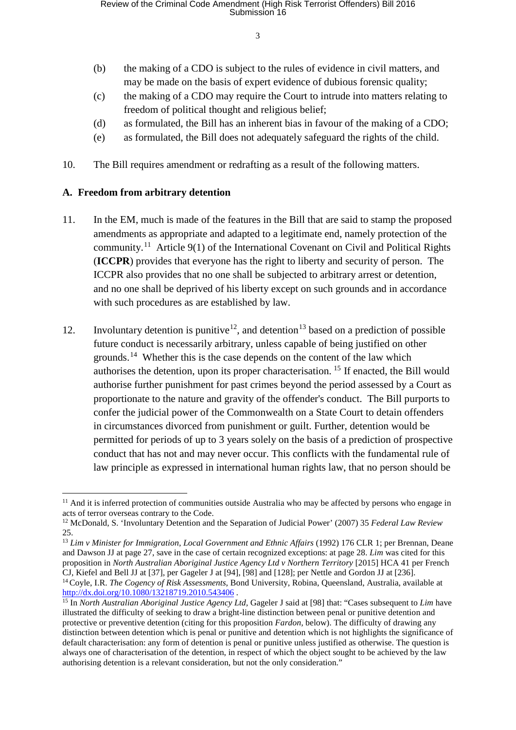(b) the making of a CDO is subject to the rules of evidence in civil matters, and may be made on the basis of expert evidence of dubious forensic quality;

(c) the making of a CDO may require the Court to intrude into matters relating to freedom of political thought and religious belief;

(d) as formulated, the Bill has an inherent bias in favour of the making of a CDO;

(e) as formulated, the Bill does not adequately safeguard the rights of the child.

10. The Bill requires amendment or redrafting as a result of the following matters.

## A. Freedom from arbitrary detention

11. In the EM, much is made of the features in the Bill that are said to stamp the proposed amendments as appropriate and adapted to a legitimate end, namely protection of the community.[11] Article 9(1) of the International Covenant on Civil and Political Rights (**ICCPR**) provides that everyone has the right to liberty and security of person. The ICCPR also provides that no one shall be subjected to arbitrary arrest or detention, and no one shall be deprived of his liberty except on such grounds and in accordance with such procedures as are established by law.

12. Involuntary detention is punitive[12], and detention[13] based on a prediction of possible future conduct is necessarily arbitrary, unless capable of being justified on other grounds.[14] Whether this is the case depends on the content of the law which authorises the detention, upon its proper characterisation. [15] If enacted, the Bill would authorise further punishment for past crimes beyond the period assessed by a Court as proportionate to the nature and gravity of the offender's conduct. The Bill purports to confer the judicial power of the Commonwealth on a State Court to detain offenders in circumstances divorced from punishment or guilt. Further, detention would be permitted for periods of up to 3 years solely on the basis of a prediction of prospective conduct that has not and may never occur. This conflicts with the fundamental rule of law principle as expressed in international human rights law, that no person should be

---

[11] And it is inferred protection of communities outside Australia who may be affected by persons who engage in acts of terror overseas contrary to the Code.

[12] McDonald, S. 'Involuntary Detention and the Separation of Judicial Power' (2007) 35 *Federal Law Review* 25.

[13] *Lim v Minister for Immigration, Local Government and Ethnic Affairs* (1992) 176 CLR 1; per Brennan, Deane and Dawson JJ at page 27, save in the case of certain recognized exceptions: at page 28. *Lim* was cited for this proposition in *North Australian Aboriginal Justice Agency Ltd v Northern Territory* [2015] HCA 41 per French CJ, Kiefel and Bell JJ at [37], per Gageler J at [94], [98] and [128]; per Nettle and Gordon JJ at [236].

[14] Coyle, I.R. *The Cogency of Risk Assessments*, Bond University, Robina, Queensland, Australia, available at http://dx.doi.org/10.1080/13218719.2010.543406 .

[15] In *North Australian Aboriginal Justice Agency Ltd*, Gageler J said at [98] that: "Cases subsequent to *Lim* have illustrated the difficulty of seeking to draw a bright-line distinction between penal or punitive detention and protective or preventive detention (citing for this proposition *Fardon*, below). The difficulty of drawing any distinction between detention which is penal or punitive and detention which is not highlights the significance of default characterisation: any form of detention is penal or punitive unless justified as otherwise. The question is always one of characterisation of the detention, in respect of which the object sought to be achieved by the law authorising detention is a relevant consideration, but not the only consideration."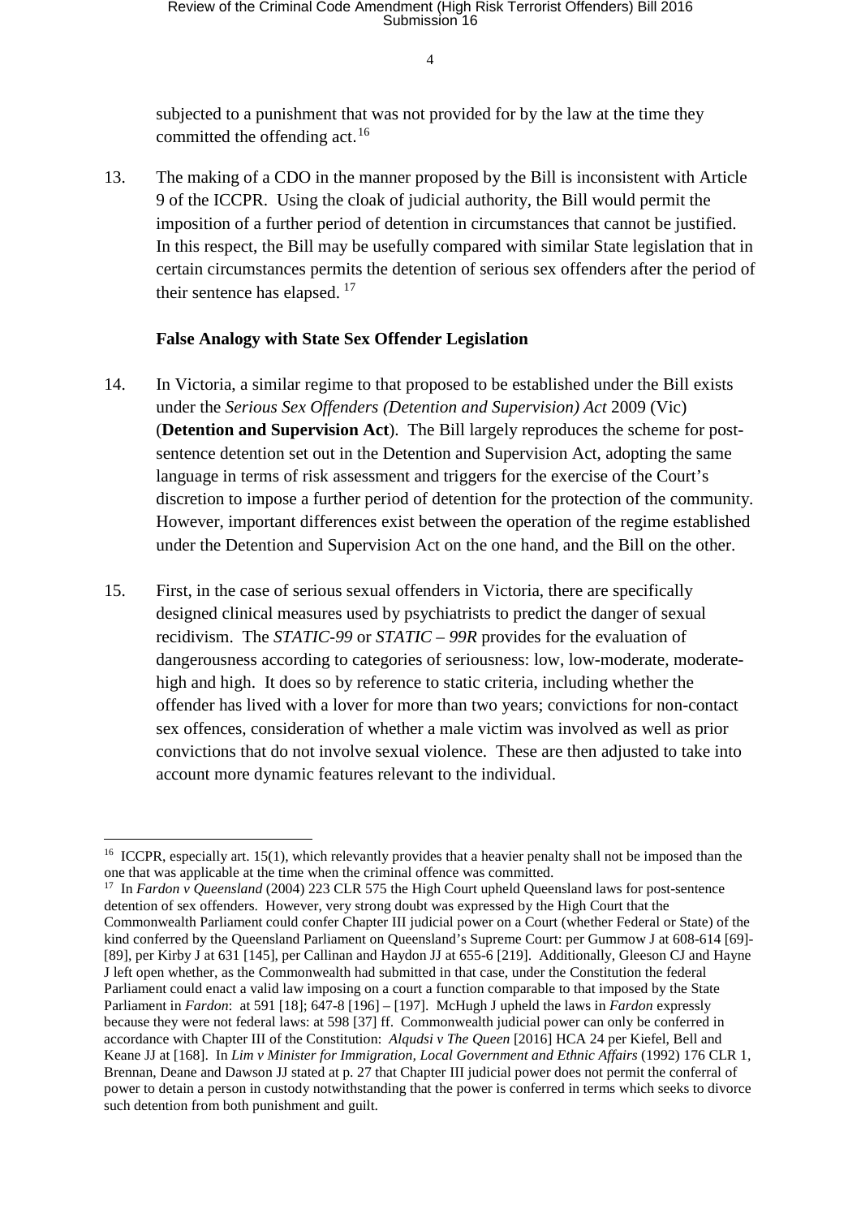subjected to a punishment that was not provided for by the law at the time they committed the offending act.[16]

13. The making of a CDO in the manner proposed by the Bill is inconsistent with Article 9 of the ICCPR. Using the cloak of judicial authority, the Bill would permit the imposition of a further period of detention in circumstances that cannot be justified. In this respect, the Bill may be usefully compared with similar State legislation that in certain circumstances permits the detention of serious sex offenders after the period of their sentence has elapsed. [17]

**False Analogy with State Sex Offender Legislation**

14. In Victoria, a similar regime to that proposed to be established under the Bill exists under the *Serious Sex Offenders (Detention and Supervision) Act* 2009 (Vic) (**Detention and Supervision Act**). The Bill largely reproduces the scheme for post-sentence detention set out in the Detention and Supervision Act, adopting the same language in terms of risk assessment and triggers for the exercise of the Court's discretion to impose a further period of detention for the protection of the community. However, important differences exist between the operation of the regime established under the Detention and Supervision Act on the one hand, and the Bill on the other.

15. First, in the case of serious sexual offenders in Victoria, there are specifically designed clinical measures used by psychiatrists to predict the danger of sexual recidivism. The *STATIC-99* or *STATIC – 99R* provides for the evaluation of dangerousness according to categories of seriousness: low, low-moderate, moderate-high and high. It does so by reference to static criteria, including whether the offender has lived with a lover for more than two years; convictions for non-contact sex offences, consideration of whether a male victim was involved as well as prior convictions that do not involve sexual violence. These are then adjusted to take into account more dynamic features relevant to the individual.

---

[16] ICCPR, especially art. 15(1), which relevantly provides that a heavier penalty shall not be imposed than the one that was applicable at the time when the criminal offence was committed.

[17] In *Fardon v Queensland* (2004) 223 CLR 575 the High Court upheld Queensland laws for post-sentence detention of sex offenders. However, very strong doubt was expressed by the High Court that the Commonwealth Parliament could confer Chapter III judicial power on a Court (whether Federal or State) of the kind conferred by the Queensland Parliament on Queensland's Supreme Court: per Gummow J at 608-614 [69]-[89], per Kirby J at 631 [145], per Callinan and Haydon JJ at 655-6 [219]. Additionally, Gleeson CJ and Hayne J left open whether, as the Commonwealth had submitted in that case, under the Constitution the federal Parliament could enact a valid law imposing on a court a function comparable to that imposed by the State Parliament in *Fardon*: at 591 [18]; 647-8 [196] – [197]. McHugh J upheld the laws in *Fardon* expressly because they were not federal laws: at 598 [37] ff. Commonwealth judicial power can only be conferred in accordance with Chapter III of the Constitution: *Alqudsi v The Queen* [2016] HCA 24 per Kiefel, Bell and Keane JJ at [168]. In *Lim v Minister for Immigration, Local Government and Ethnic Affairs* (1992) 176 CLR 1, Brennan, Deane and Dawson JJ stated at p. 27 that Chapter III judicial power does not permit the conferral of power to detain a person in custody notwithstanding that the power is conferred in terms which seeks to divorce such detention from both punishment and guilt.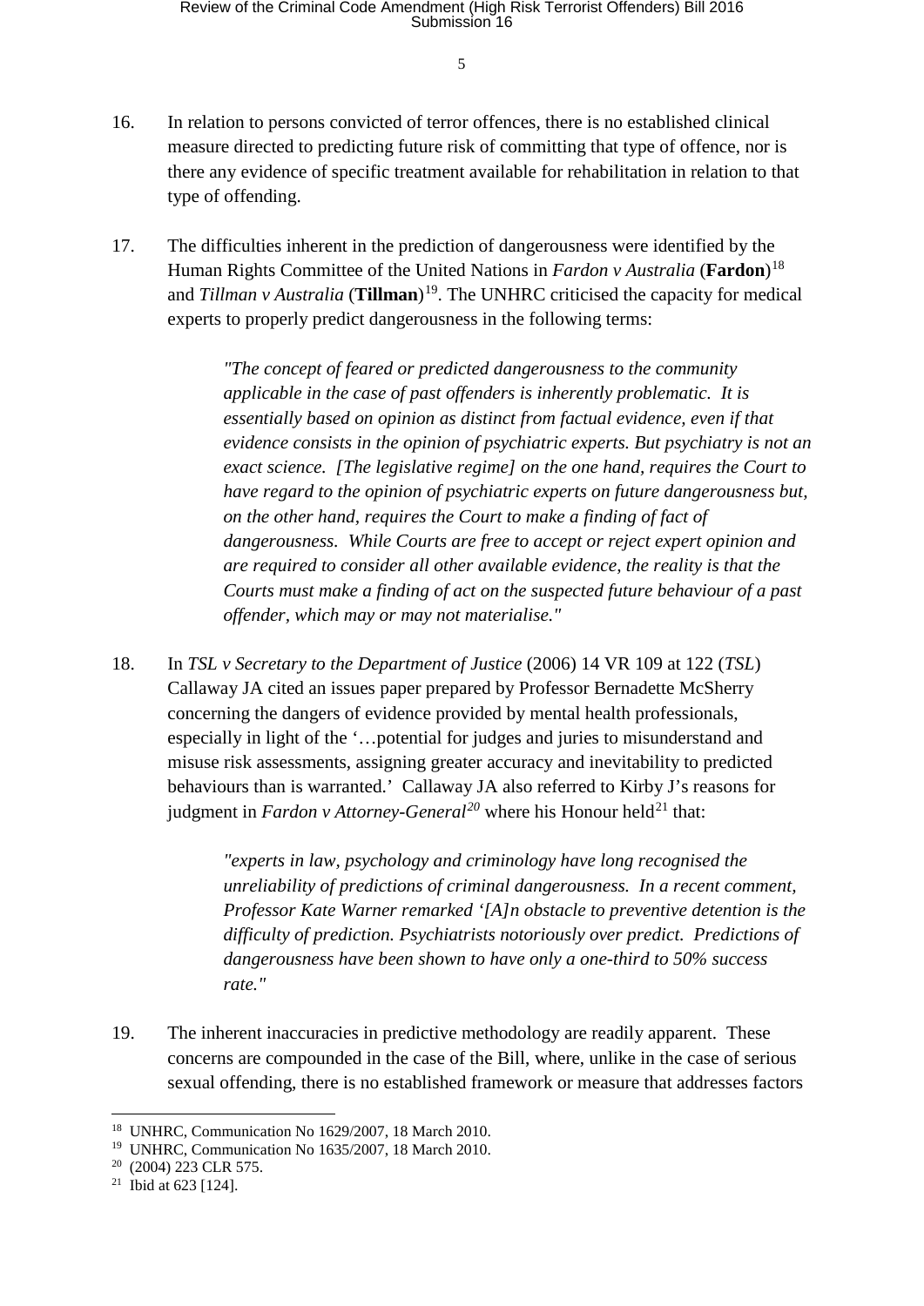16. In relation to persons convicted of terror offences, there is no established clinical measure directed to predicting future risk of committing that type of offence, nor is there any evidence of specific treatment available for rehabilitation in relation to that type of offending.

17. The difficulties inherent in the prediction of dangerousness were identified by the Human Rights Committee of the United Nations in *Fardon v Australia* (**Fardon**)[18] and *Tillman v Australia* (**Tillman**)[19]. The UNHRC criticised the capacity for medical experts to properly predict dangerousness in the following terms:

> *"The concept of feared or predicted dangerousness to the community applicable in the case of past offenders is inherently problematic. It is essentially based on opinion as distinct from factual evidence, even if that evidence consists in the opinion of psychiatric experts. But psychiatry is not an exact science. [The legislative regime] on the one hand, requires the Court to have regard to the opinion of psychiatric experts on future dangerousness but, on the other hand, requires the Court to make a finding of fact of dangerousness. While Courts are free to accept or reject expert opinion and are required to consider all other available evidence, the reality is that the Courts must make a finding of act on the suspected future behaviour of a past offender, which may or may not materialise."*

18. In *TSL v Secretary to the Department of Justice* (2006) 14 VR 109 at 122 (*TSL*) Callaway JA cited an issues paper prepared by Professor Bernadette McSherry concerning the dangers of evidence provided by mental health professionals, especially in light of the '…potential for judges and juries to misunderstand and misuse risk assessments, assigning greater accuracy and inevitability to predicted behaviours than is warranted.' Callaway JA also referred to Kirby J's reasons for judgment in *Fardon v Attorney-General*[20] where his Honour held[21] that:

> *"experts in law, psychology and criminology have long recognised the unreliability of predictions of criminal dangerousness. In a recent comment, Professor Kate Warner remarked '[A]n obstacle to preventive detention is the difficulty of prediction. Psychiatrists notoriously over predict. Predictions of dangerousness have been shown to have only a one-third to 50% success rate."*

19. The inherent inaccuracies in predictive methodology are readily apparent. These concerns are compounded in the case of the Bill, where, unlike in the case of serious sexual offending, there is no established framework or measure that addresses factors

---

[18] UNHRC, Communication No 1629/2007, 18 March 2010.

[19] UNHRC, Communication No 1635/2007, 18 March 2010.

[20] (2004) 223 CLR 575.

[21] Ibid at 623 [124].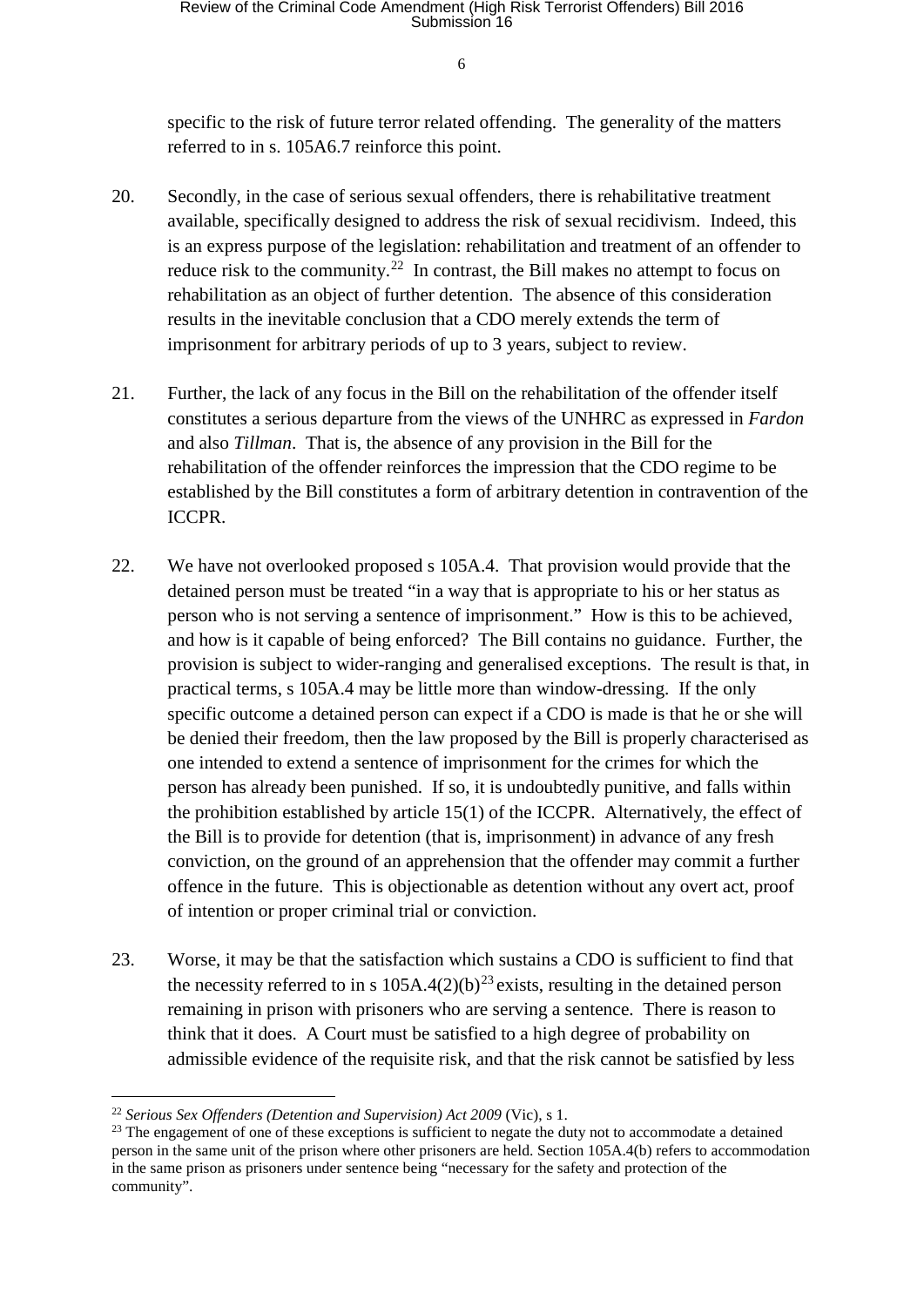specific to the risk of future terror related offending. The generality of the matters referred to in s. 105A6.7 reinforce this point.

20. Secondly, in the case of serious sexual offenders, there is rehabilitative treatment available, specifically designed to address the risk of sexual recidivism. Indeed, this is an express purpose of the legislation: rehabilitation and treatment of an offender to reduce risk to the community.[22] In contrast, the Bill makes no attempt to focus on rehabilitation as an object of further detention. The absence of this consideration results in the inevitable conclusion that a CDO merely extends the term of imprisonment for arbitrary periods of up to 3 years, subject to review.

21. Further, the lack of any focus in the Bill on the rehabilitation of the offender itself constitutes a serious departure from the views of the UNHRC as expressed in *Fardon* and also *Tillman*. That is, the absence of any provision in the Bill for the rehabilitation of the offender reinforces the impression that the CDO regime to be established by the Bill constitutes a form of arbitrary detention in contravention of the ICCPR.

22. We have not overlooked proposed s 105A.4. That provision would provide that the detained person must be treated "in a way that is appropriate to his or her status as person who is not serving a sentence of imprisonment." How is this to be achieved, and how is it capable of being enforced? The Bill contains no guidance. Further, the provision is subject to wider-ranging and generalised exceptions. The result is that, in practical terms, s 105A.4 may be little more than window-dressing. If the only specific outcome a detained person can expect if a CDO is made is that he or she will be denied their freedom, then the law proposed by the Bill is properly characterised as one intended to extend a sentence of imprisonment for the crimes for which the person has already been punished. If so, it is undoubtedly punitive, and falls within the prohibition established by article 15(1) of the ICCPR. Alternatively, the effect of the Bill is to provide for detention (that is, imprisonment) in advance of any fresh conviction, on the ground of an apprehension that the offender may commit a further offence in the future. This is objectionable as detention without any overt act, proof of intention or proper criminal trial or conviction.

23. Worse, it may be that the satisfaction which sustains a CDO is sufficient to find that the necessity referred to in s 105A.4(2)(b)[23] exists, resulting in the detained person remaining in prison with prisoners who are serving a sentence. There is reason to think that it does. A Court must be satisfied to a high degree of probability on admissible evidence of the requisite risk, and that the risk cannot be satisfied by less

---

[22] *Serious Sex Offenders (Detention and Supervision) Act 2009* (Vic), s 1.

[23] The engagement of one of these exceptions is sufficient to negate the duty not to accommodate a detained person in the same unit of the prison where other prisoners are held. Section 105A.4(b) refers to accommodation in the same prison as prisoners under sentence being "necessary for the safety and protection of the community".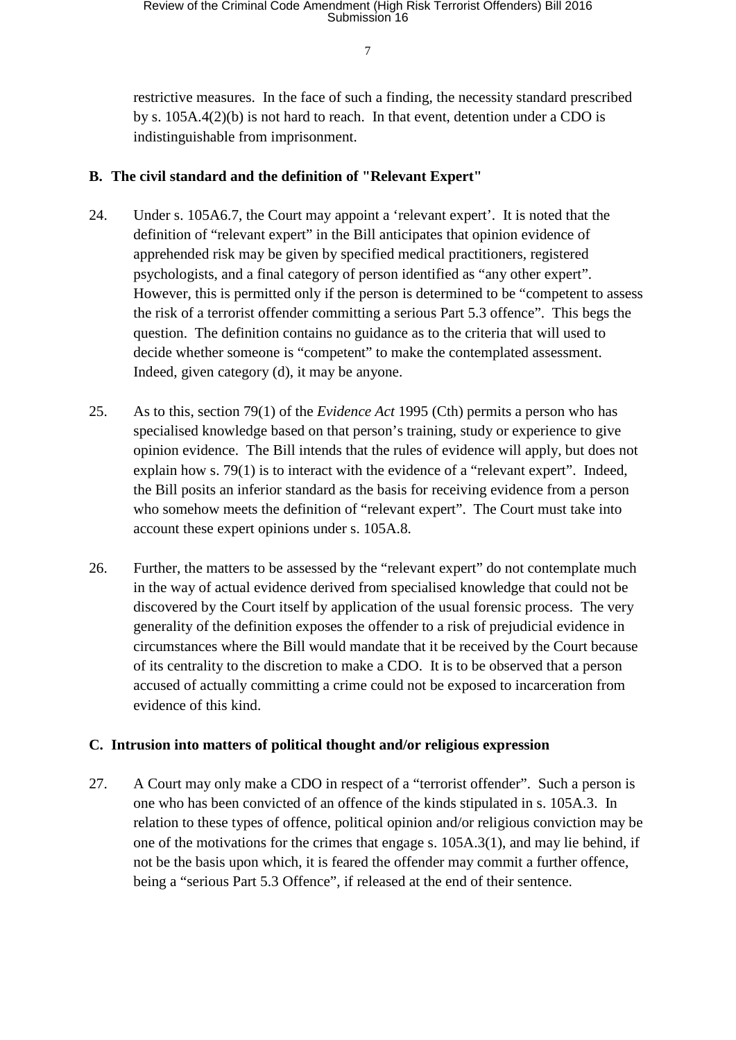restrictive measures. In the face of such a finding, the necessity standard prescribed by s. 105A.4(2)(b) is not hard to reach. In that event, detention under a CDO is indistinguishable from imprisonment.

## B. The civil standard and the definition of "Relevant Expert"

24. Under s. 105A6.7, the Court may appoint a 'relevant expert'. It is noted that the definition of "relevant expert" in the Bill anticipates that opinion evidence of apprehended risk may be given by specified medical practitioners, registered psychologists, and a final category of person identified as "any other expert". However, this is permitted only if the person is determined to be "competent to assess the risk of a terrorist offender committing a serious Part 5.3 offence". This begs the question. The definition contains no guidance as to the criteria that will used to decide whether someone is "competent" to make the contemplated assessment. Indeed, given category (d), it may be anyone.

25. As to this, section 79(1) of the *Evidence Act* 1995 (Cth) permits a person who has specialised knowledge based on that person's training, study or experience to give opinion evidence. The Bill intends that the rules of evidence will apply, but does not explain how s. 79(1) is to interact with the evidence of a "relevant expert". Indeed, the Bill posits an inferior standard as the basis for receiving evidence from a person who somehow meets the definition of "relevant expert". The Court must take into account these expert opinions under s. 105A.8.

26. Further, the matters to be assessed by the "relevant expert" do not contemplate much in the way of actual evidence derived from specialised knowledge that could not be discovered by the Court itself by application of the usual forensic process. The very generality of the definition exposes the offender to a risk of prejudicial evidence in circumstances where the Bill would mandate that it be received by the Court because of its centrality to the discretion to make a CDO. It is to be observed that a person accused of actually committing a crime could not be exposed to incarceration from evidence of this kind.

## C. Intrusion into matters of political thought and/or religious expression

27. A Court may only make a CDO in respect of a "terrorist offender". Such a person is one who has been convicted of an offence of the kinds stipulated in s. 105A.3. In relation to these types of offence, political opinion and/or religious conviction may be one of the motivations for the crimes that engage s. 105A.3(1), and may lie behind, if not be the basis upon which, it is feared the offender may commit a further offence, being a "serious Part 5.3 Offence", if released at the end of their sentence.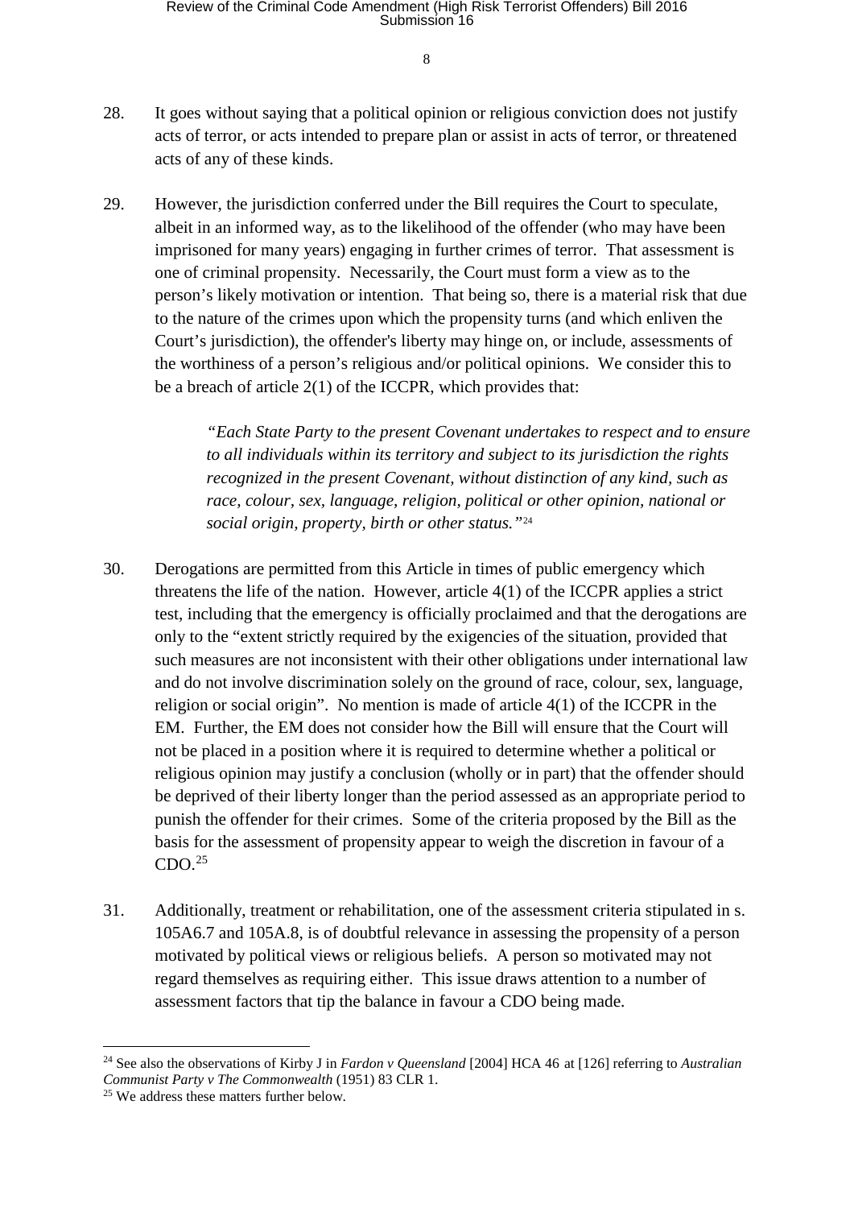28. It goes without saying that a political opinion or religious conviction does not justify acts of terror, or acts intended to prepare plan or assist in acts of terror, or threatened acts of any of these kinds.

29. However, the jurisdiction conferred under the Bill requires the Court to speculate, albeit in an informed way, as to the likelihood of the offender (who may have been imprisoned for many years) engaging in further crimes of terror. That assessment is one of criminal propensity. Necessarily, the Court must form a view as to the person's likely motivation or intention. That being so, there is a material risk that due to the nature of the crimes upon which the propensity turns (and which enliven the Court's jurisdiction), the offender's liberty may hinge on, or include, assessments of the worthiness of a person's religious and/or political opinions. We consider this to be a breach of article 2(1) of the ICCPR, which provides that:

> *"Each State Party to the present Covenant undertakes to respect and to ensure to all individuals within its territory and subject to its jurisdiction the rights recognized in the present Covenant, without distinction of any kind, such as race, colour, sex, language, religion, political or other opinion, national or social origin, property, birth or other status."*[24]

30. Derogations are permitted from this Article in times of public emergency which threatens the life of the nation. However, article 4(1) of the ICCPR applies a strict test, including that the emergency is officially proclaimed and that the derogations are only to the "extent strictly required by the exigencies of the situation, provided that such measures are not inconsistent with their other obligations under international law and do not involve discrimination solely on the ground of race, colour, sex, language, religion or social origin". No mention is made of article 4(1) of the ICCPR in the EM. Further, the EM does not consider how the Bill will ensure that the Court will not be placed in a position where it is required to determine whether a political or religious opinion may justify a conclusion (wholly or in part) that the offender should be deprived of their liberty longer than the period assessed as an appropriate period to punish the offender for their crimes. Some of the criteria proposed by the Bill as the basis for the assessment of propensity appear to weigh the discretion in favour of a CDO.[25]

31. Additionally, treatment or rehabilitation, one of the assessment criteria stipulated in s. 105A6.7 and 105A.8, is of doubtful relevance in assessing the propensity of a person motivated by political views or religious beliefs. A person so motivated may not regard themselves as requiring either. This issue draws attention to a number of assessment factors that tip the balance in favour a CDO being made.

---

[24] See also the observations of Kirby J in *Fardon v Queensland* [2004] HCA 46 at [126] referring to *Australian Communist Party v The Commonwealth* (1951) 83 CLR 1.

[25] We address these matters further below.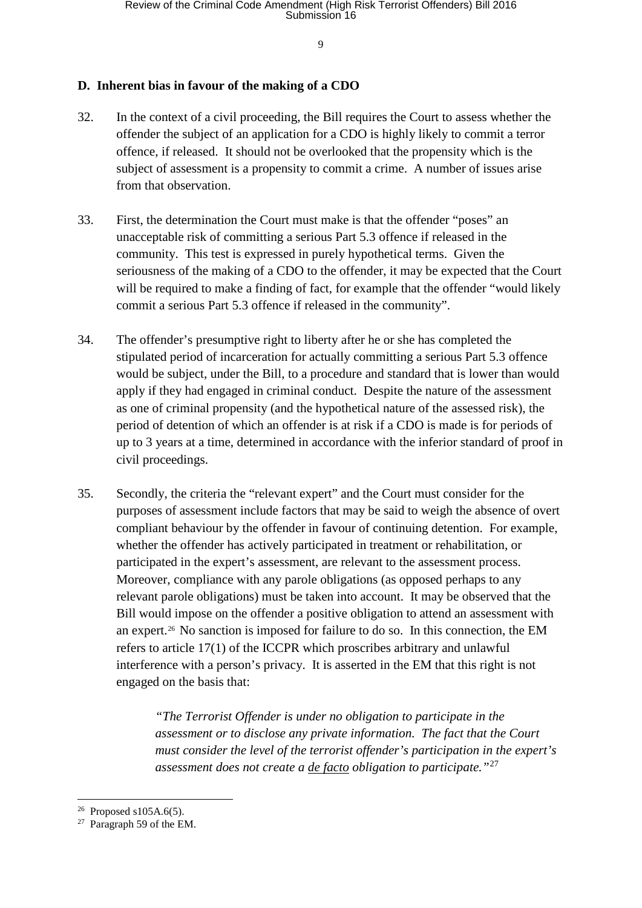## D. Inherent bias in favour of the making of a CDO

32. In the context of a civil proceeding, the Bill requires the Court to assess whether the offender the subject of an application for a CDO is highly likely to commit a terror offence, if released. It should not be overlooked that the propensity which is the subject of assessment is a propensity to commit a crime. A number of issues arise from that observation.

33. First, the determination the Court must make is that the offender "poses" an unacceptable risk of committing a serious Part 5.3 offence if released in the community. This test is expressed in purely hypothetical terms. Given the seriousness of the making of a CDO to the offender, it may be expected that the Court will be required to make a finding of fact, for example that the offender "would likely commit a serious Part 5.3 offence if released in the community".

34. The offender's presumptive right to liberty after he or she has completed the stipulated period of incarceration for actually committing a serious Part 5.3 offence would be subject, under the Bill, to a procedure and standard that is lower than would apply if they had engaged in criminal conduct. Despite the nature of the assessment as one of criminal propensity (and the hypothetical nature of the assessed risk), the period of detention of which an offender is at risk if a CDO is made is for periods of up to 3 years at a time, determined in accordance with the inferior standard of proof in civil proceedings.

35. Secondly, the criteria the "relevant expert" and the Court must consider for the purposes of assessment include factors that may be said to weigh the absence of overt compliant behaviour by the offender in favour of continuing detention. For example, whether the offender has actively participated in treatment or rehabilitation, or participated in the expert's assessment, are relevant to the assessment process. Moreover, compliance with any parole obligations (as opposed perhaps to any relevant parole obligations) must be taken into account. It may be observed that the Bill would impose on the offender a positive obligation to attend an assessment with an expert.[26] No sanction is imposed for failure to do so. In this connection, the EM refers to article 17(1) of the ICCPR which proscribes arbitrary and unlawful interference with a person's privacy. It is asserted in the EM that this right is not engaged on the basis that:

> *"The Terrorist Offender is under no obligation to participate in the assessment or to disclose any private information. The fact that the Court must consider the level of the terrorist offender's participation in the expert's assessment does not create a de facto obligation to participate."*[27]

---

[26] Proposed s105A.6(5).

[27] Paragraph 59 of the EM.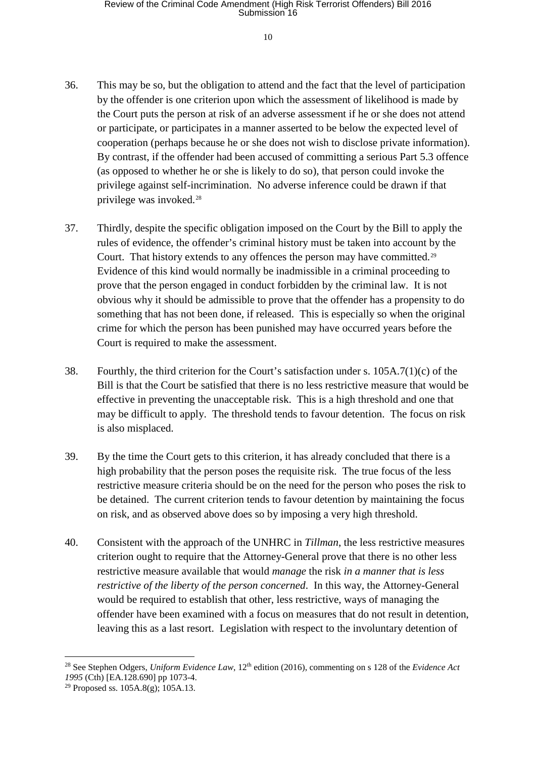36. This may be so, but the obligation to attend and the fact that the level of participation by the offender is one criterion upon which the assessment of likelihood is made by the Court puts the person at risk of an adverse assessment if he or she does not attend or participate, or participates in a manner asserted to be below the expected level of cooperation (perhaps because he or she does not wish to disclose private information). By contrast, if the offender had been accused of committing a serious Part 5.3 offence (as opposed to whether he or she is likely to do so), that person could invoke the privilege against self-incrimination. No adverse inference could be drawn if that privilege was invoked.[28]

37. Thirdly, despite the specific obligation imposed on the Court by the Bill to apply the rules of evidence, the offender's criminal history must be taken into account by the Court. That history extends to any offences the person may have committed.[29] Evidence of this kind would normally be inadmissible in a criminal proceeding to prove that the person engaged in conduct forbidden by the criminal law. It is not obvious why it should be admissible to prove that the offender has a propensity to do something that has not been done, if released. This is especially so when the original crime for which the person has been punished may have occurred years before the Court is required to make the assessment.

38. Fourthly, the third criterion for the Court's satisfaction under s. 105A.7(1)(c) of the Bill is that the Court be satisfied that there is no less restrictive measure that would be effective in preventing the unacceptable risk. This is a high threshold and one that may be difficult to apply. The threshold tends to favour detention. The focus on risk is also misplaced.

39. By the time the Court gets to this criterion, it has already concluded that there is a high probability that the person poses the requisite risk. The true focus of the less restrictive measure criteria should be on the need for the person who poses the risk to be detained. The current criterion tends to favour detention by maintaining the focus on risk, and as observed above does so by imposing a very high threshold.

40. Consistent with the approach of the UNHRC in *Tillman*, the less restrictive measures criterion ought to require that the Attorney-General prove that there is no other less restrictive measure available that would *manage* the risk *in a manner that is less restrictive of the liberty of the person concerned*. In this way, the Attorney-General would be required to establish that other, less restrictive, ways of managing the offender have been examined with a focus on measures that do not result in detention, leaving this as a last resort. Legislation with respect to the involuntary detention of

---

[28] See Stephen Odgers, *Uniform Evidence Law*, 12th edition (2016), commenting on s 128 of the *Evidence Act 1995* (Cth) [EA.128.690] pp 1073-4.

[29] Proposed ss. 105A.8(g); 105A.13.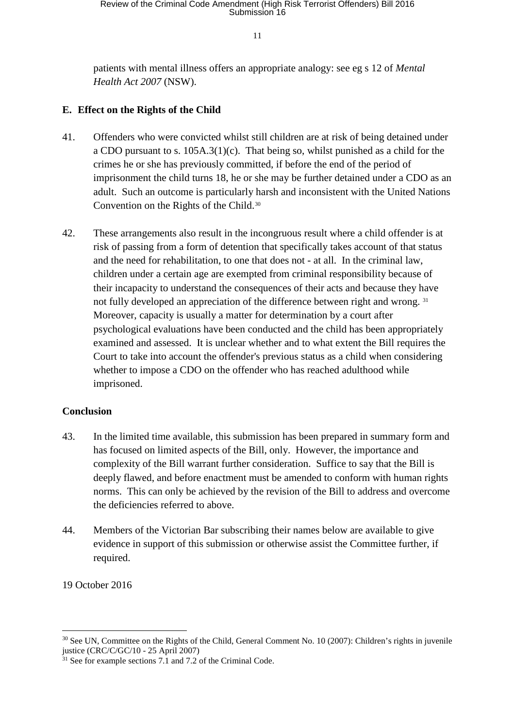patients with mental illness offers an appropriate analogy: see eg s 12 of *Mental Health Act 2007* (NSW).

## E. Effect on the Rights of the Child

41. Offenders who were convicted whilst still children are at risk of being detained under a CDO pursuant to s. 105A.3(1)(c). That being so, whilst punished as a child for the crimes he or she has previously committed, if before the end of the period of imprisonment the child turns 18, he or she may be further detained under a CDO as an adult. Such an outcome is particularly harsh and inconsistent with the United Nations Convention on the Rights of the Child.[30]

42. These arrangements also result in the incongruous result where a child offender is at risk of passing from a form of detention that specifically takes account of that status and the need for rehabilitation, to one that does not - at all. In the criminal law, children under a certain age are exempted from criminal responsibility because of their incapacity to understand the consequences of their acts and because they have not fully developed an appreciation of the difference between right and wrong. [31] Moreover, capacity is usually a matter for determination by a court after psychological evaluations have been conducted and the child has been appropriately examined and assessed. It is unclear whether and to what extent the Bill requires the Court to take into account the offender's previous status as a child when considering whether to impose a CDO on the offender who has reached adulthood while imprisoned.

## Conclusion

43. In the limited time available, this submission has been prepared in summary form and has focused on limited aspects of the Bill, only. However, the importance and complexity of the Bill warrant further consideration. Suffice to say that the Bill is deeply flawed, and before enactment must be amended to conform with human rights norms. This can only be achieved by the revision of the Bill to address and overcome the deficiencies referred to above.

44. Members of the Victorian Bar subscribing their names below are available to give evidence in support of this submission or otherwise assist the Committee further, if required.

19 October 2016

---

[30] See UN, Committee on the Rights of the Child, General Comment No. 10 (2007): Children's rights in juvenile justice (CRC/C/GC/10 - 25 April 2007)

[31] See for example sections 7.1 and 7.2 of the Criminal Code.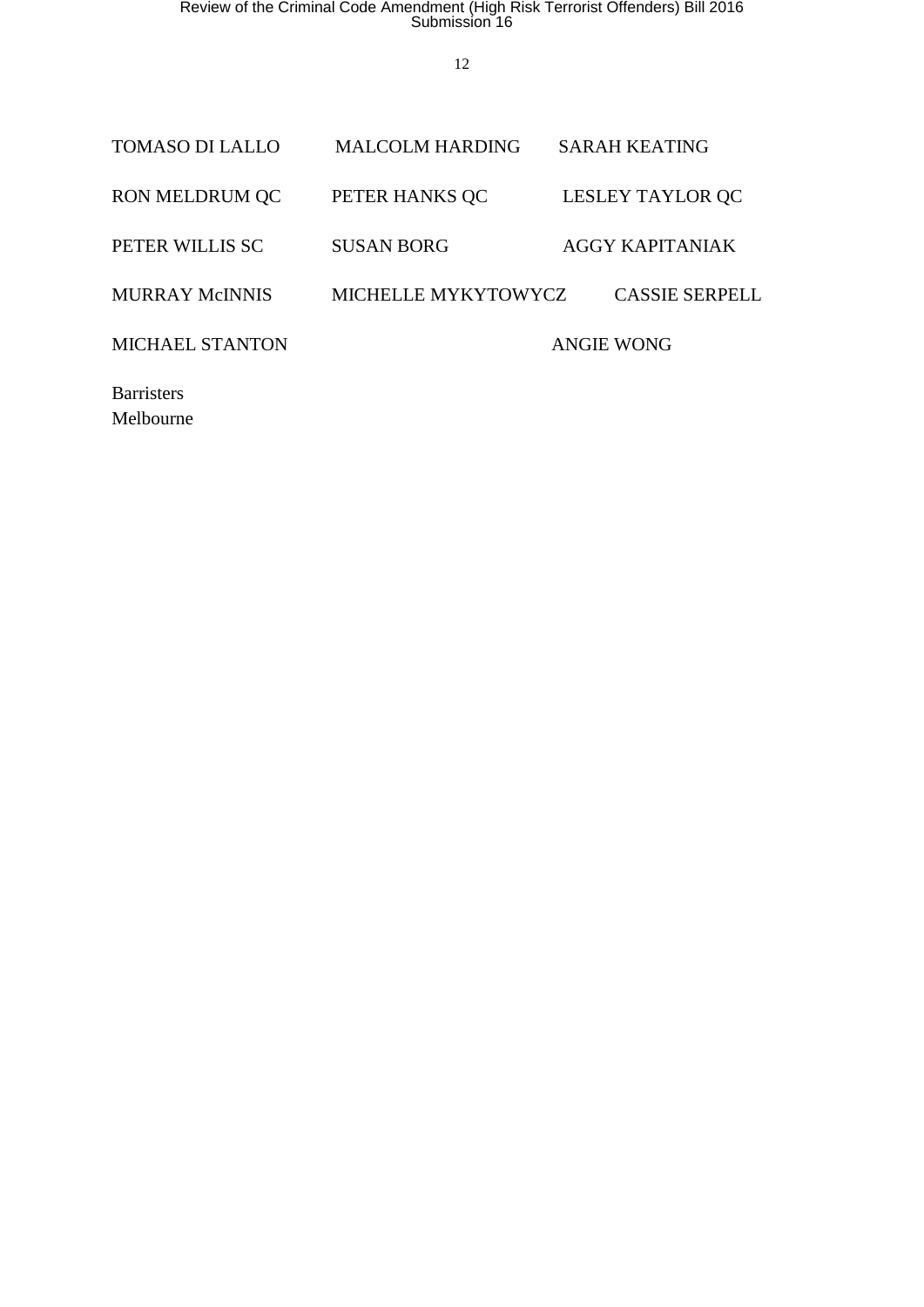| | | |
|---|---|---|
| TOMASO DI LALLO | MALCOLM HARDING | SARAH KEATING |
| RON MELDRUM QC | PETER HANKS QC | LESLEY TAYLOR QC |
| PETER WILLIS SC | SUSAN BORG | AGGY KAPITANIAK |
| MURRAY McINNIS | MICHELLE MYKYTOWYCZ | CASSIE SERPELL |
| MICHAEL STANTON | | ANGIE WONG |

Barristers
Melbourne